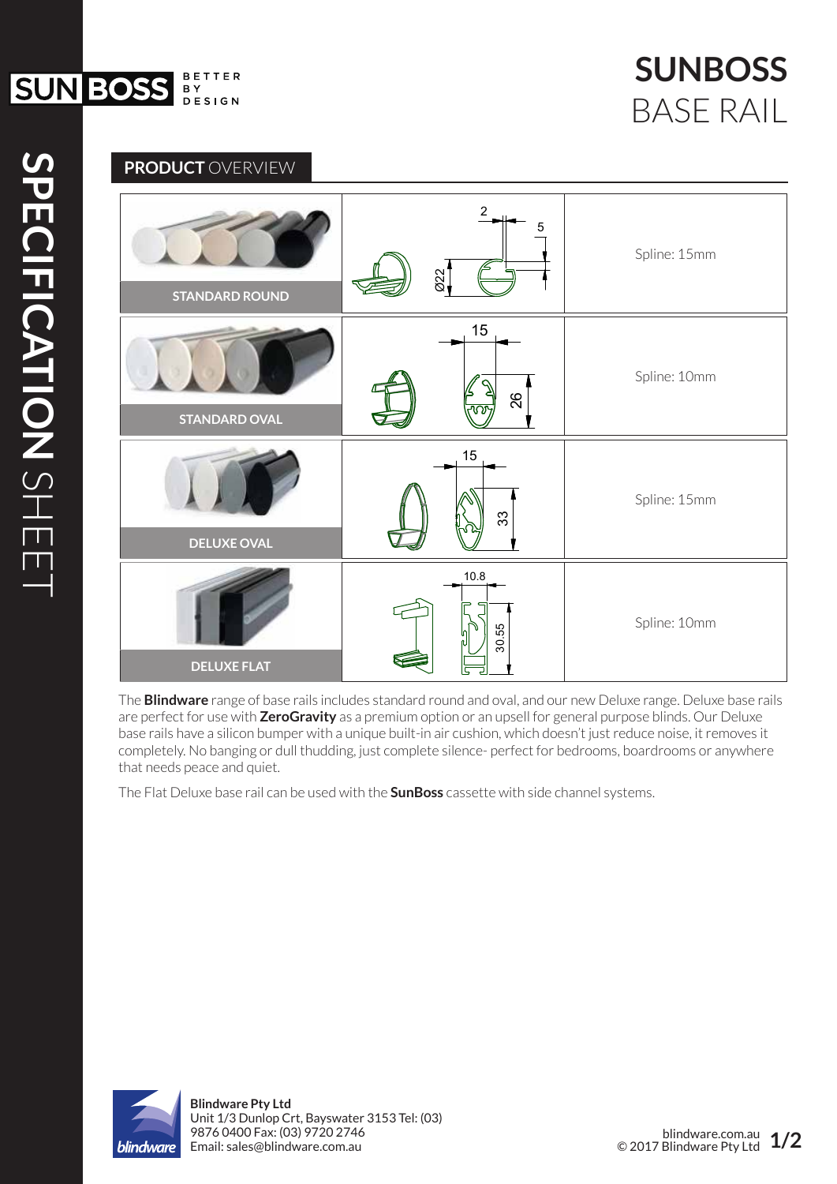# SUNBOSS BASE RAIL

SPECIFICATION SHEET

## PRODUCT OVERVIEW

| Product | Dimensions | Spline |
| --- | --- | --- |
| STANDARD ROUND | 2, 5, Ø22 | Spline: 15mm |
| STANDARD OVAL | 15, 26 | Spline: 10mm |
| DELUXE OVAL | 15, 33 | Spline: 15mm |
| DELUXE FLAT | 10.8, 30.55 | Spline: 10mm |

The **Blindware** range of base rails includes standard round and oval, and our new Deluxe range. Deluxe base rails are perfect for use with **ZeroGravity** as a premium option or an upsell for general purpose blinds. Our Deluxe base rails have a silicon bumper with a unique built-in air cushion, which doesn't just reduce noise, it removes it completely. No banging or dull thudding, just complete silence- perfect for bedrooms, boardrooms or anywhere that needs peace and quiet.

The Flat Deluxe base rail can be used with the **SunBoss** cassette with side channel systems.

**Blindware Pty Ltd**
Unit 1/3 Dunlop Crt, Bayswater 3153 Tel: (03) 9876 0400 Fax: (03) 9720 2746
Email: sales@blindware.com.au

blindware.com.au
© 2017 Blindware Pty Ltd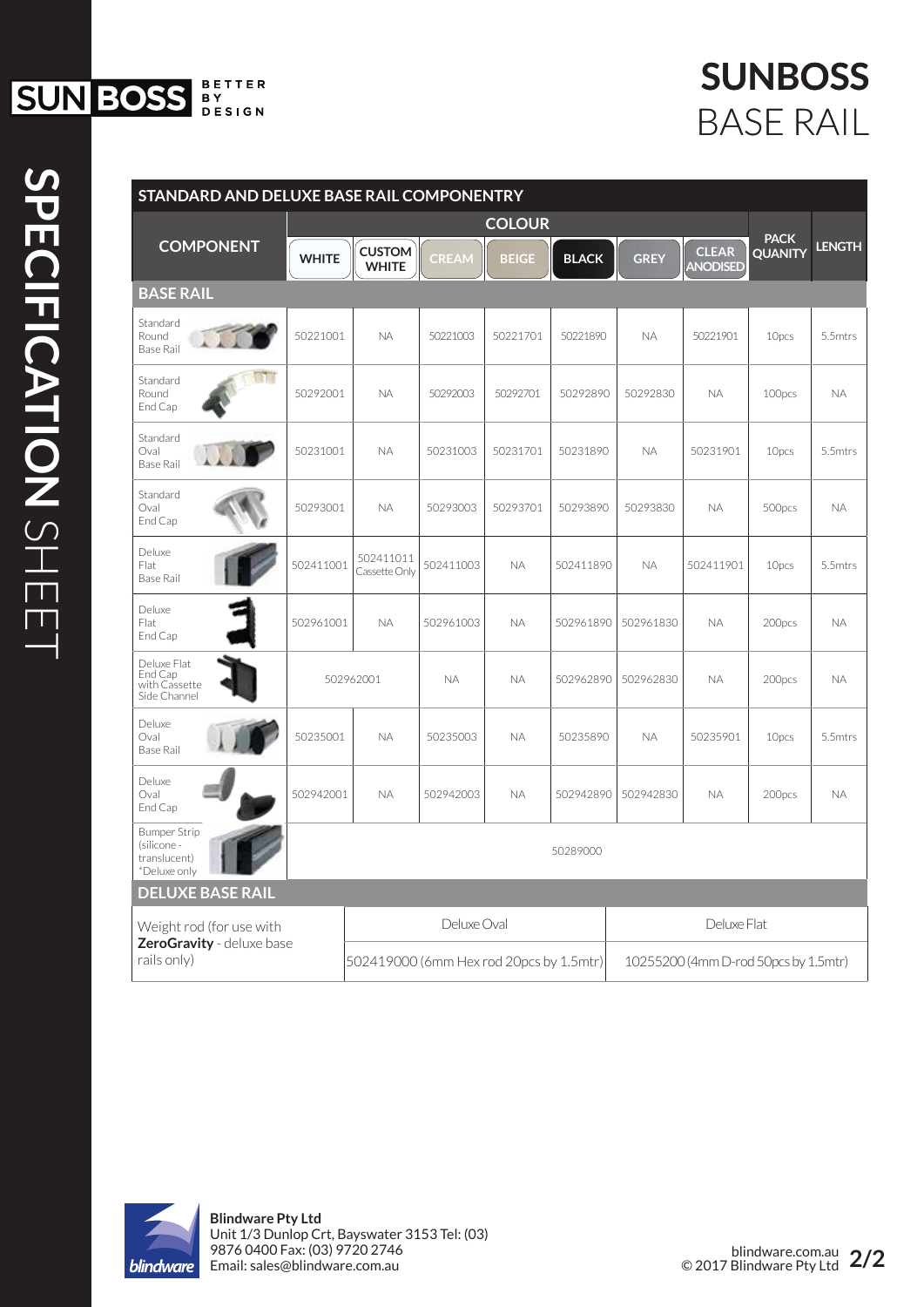# SUNBOSS BASE RAIL

SPECIFICATION SHEET

| STANDARD AND DELUXE BASE RAIL COMPONENTRY | | | | | | | | | |
|---|---|---|---|---|---|---|---|---|---|
| COMPONENT | COLOUR | | | | | | | PACK QUANITY | LENGTH |
| | WHITE | CUSTOM WHITE | CREAM | BEIGE | BLACK | GREY | CLEAR ANODISED | | |
| **BASE RAIL** | | | | | | | | | |
| Standard Round Base Rail | 50221001 | NA | 50221003 | 50221701 | 50221890 | NA | 50221901 | 10pcs | 5.5mtrs |
| Standard Round End Cap | 50292001 | NA | 50292003 | 50292701 | 50292890 | 50292830 | NA | 100pcs | NA |
| Standard Oval Base Rail | 50231001 | NA | 50231003 | 50231701 | 50231890 | NA | 50231901 | 10pcs | 5.5mtrs |
| Standard Oval End Cap | 50293001 | NA | 50293003 | 50293701 | 50293890 | 50293830 | NA | 500pcs | NA |
| Deluxe Flat Base Rail | 502411001 | 502411011 Cassette Only | 502411003 | NA | 502411890 | NA | 502411901 | 10pcs | 5.5mtrs |
| Deluxe Flat End Cap | 502961001 | NA | 502961003 | NA | 502961890 | 502961830 | NA | 200pcs | NA |
| Deluxe Flat End Cap with Cassette Side Channel | 502962001 | | NA | NA | 502962890 | 502962830 | NA | 200pcs | NA |
| Deluxe Oval Base Rail | 50235001 | NA | 50235003 | NA | 50235890 | NA | 50235901 | 10pcs | 5.5mtrs |
| Deluxe Oval End Cap | 502942001 | NA | 502942003 | NA | 502942890 | 502942830 | NA | 200pcs | NA |
| Bumper Strip (silicone - translucent) *Deluxe only | 50289000 | | | | | | | | |

| DELUXE BASE RAIL | | |
|---|---|---|
| Weight rod (for use with **ZeroGravity** - deluxe base rails only) | Deluxe Oval | Deluxe Flat |
| | 502419000 (6mm Hex rod 20pcs by 1.5mtr) | 10255200 (4mm D-rod 50pcs by 1.5mtr) |

**Blindware Pty Ltd**
Unit 1/3 Dunlop Crt, Bayswater 3153 Tel: (03) 9876 0400 Fax: (03) 9720 2746
Email: sales@blindware.com.au

blindware.com.au
© 2017 Blindware Pty Ltd